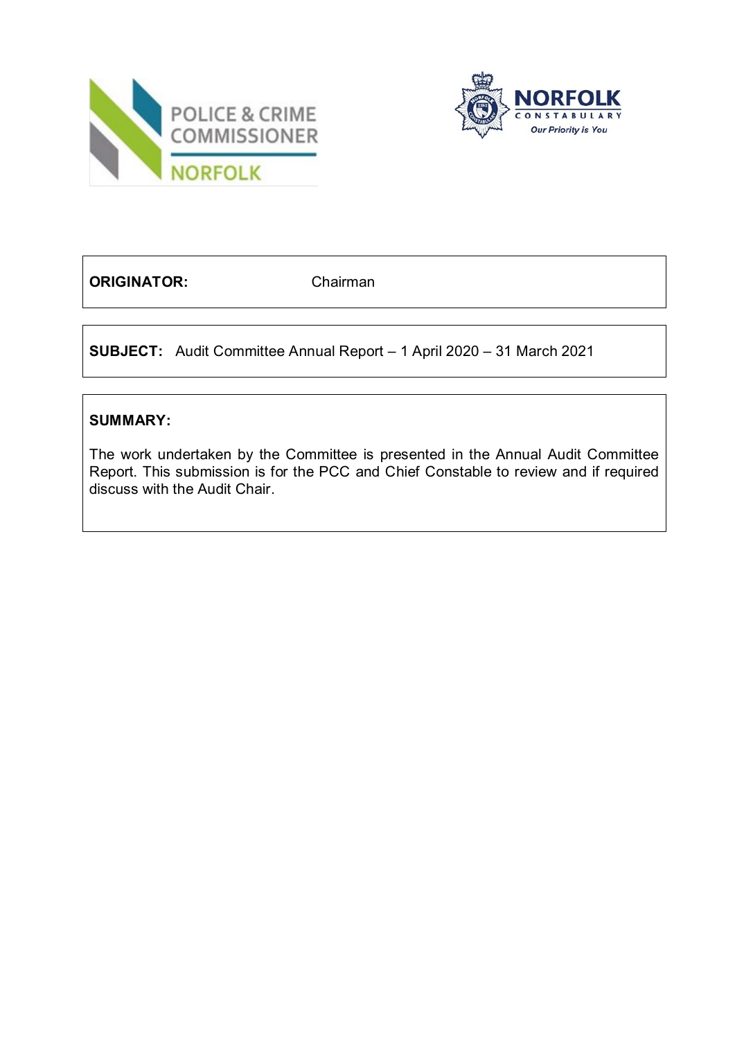POLICE & CRIME COMMISSIONER NORFOLK

NORFOLK CONSTABULARY *Our Priority is You*

**ORIGINATOR:** Chairman

**SUBJECT:** Audit Committee Annual Report – 1 April 2020 – 31 March 2021

**SUMMARY:**

The work undertaken by the Committee is presented in the Annual Audit Committee Report. This submission is for the PCC and Chief Constable to review and if required discuss with the Audit Chair.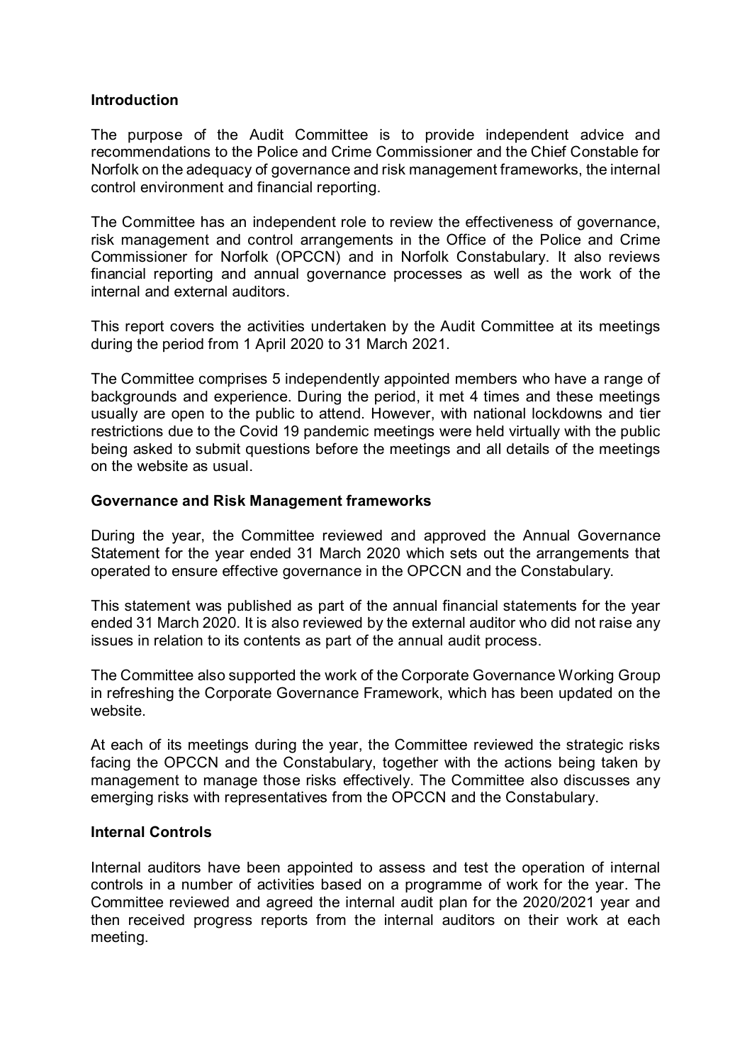**Introduction**

The purpose of the Audit Committee is to provide independent advice and recommendations to the Police and Crime Commissioner and the Chief Constable for Norfolk on the adequacy of governance and risk management frameworks, the internal control environment and financial reporting.

The Committee has an independent role to review the effectiveness of governance, risk management and control arrangements in the Office of the Police and Crime Commissioner for Norfolk (OPCCN) and in Norfolk Constabulary. It also reviews financial reporting and annual governance processes as well as the work of the internal and external auditors.

This report covers the activities undertaken by the Audit Committee at its meetings during the period from 1 April 2020 to 31 March 2021.

The Committee comprises 5 independently appointed members who have a range of backgrounds and experience. During the period, it met 4 times and these meetings usually are open to the public to attend. However, with national lockdowns and tier restrictions due to the Covid 19 pandemic meetings were held virtually with the public being asked to submit questions before the meetings and all details of the meetings on the website as usual.

**Governance and Risk Management frameworks**

During the year, the Committee reviewed and approved the Annual Governance Statement for the year ended 31 March 2020 which sets out the arrangements that operated to ensure effective governance in the OPCCN and the Constabulary.

This statement was published as part of the annual financial statements for the year ended 31 March 2020. It is also reviewed by the external auditor who did not raise any issues in relation to its contents as part of the annual audit process.

The Committee also supported the work of the Corporate Governance Working Group in refreshing the Corporate Governance Framework, which has been updated on the website.

At each of its meetings during the year, the Committee reviewed the strategic risks facing the OPCCN and the Constabulary, together with the actions being taken by management to manage those risks effectively. The Committee also discusses any emerging risks with representatives from the OPCCN and the Constabulary.

**Internal Controls**

Internal auditors have been appointed to assess and test the operation of internal controls in a number of activities based on a programme of work for the year. The Committee reviewed and agreed the internal audit plan for the 2020/2021 year and then received progress reports from the internal auditors on their work at each meeting.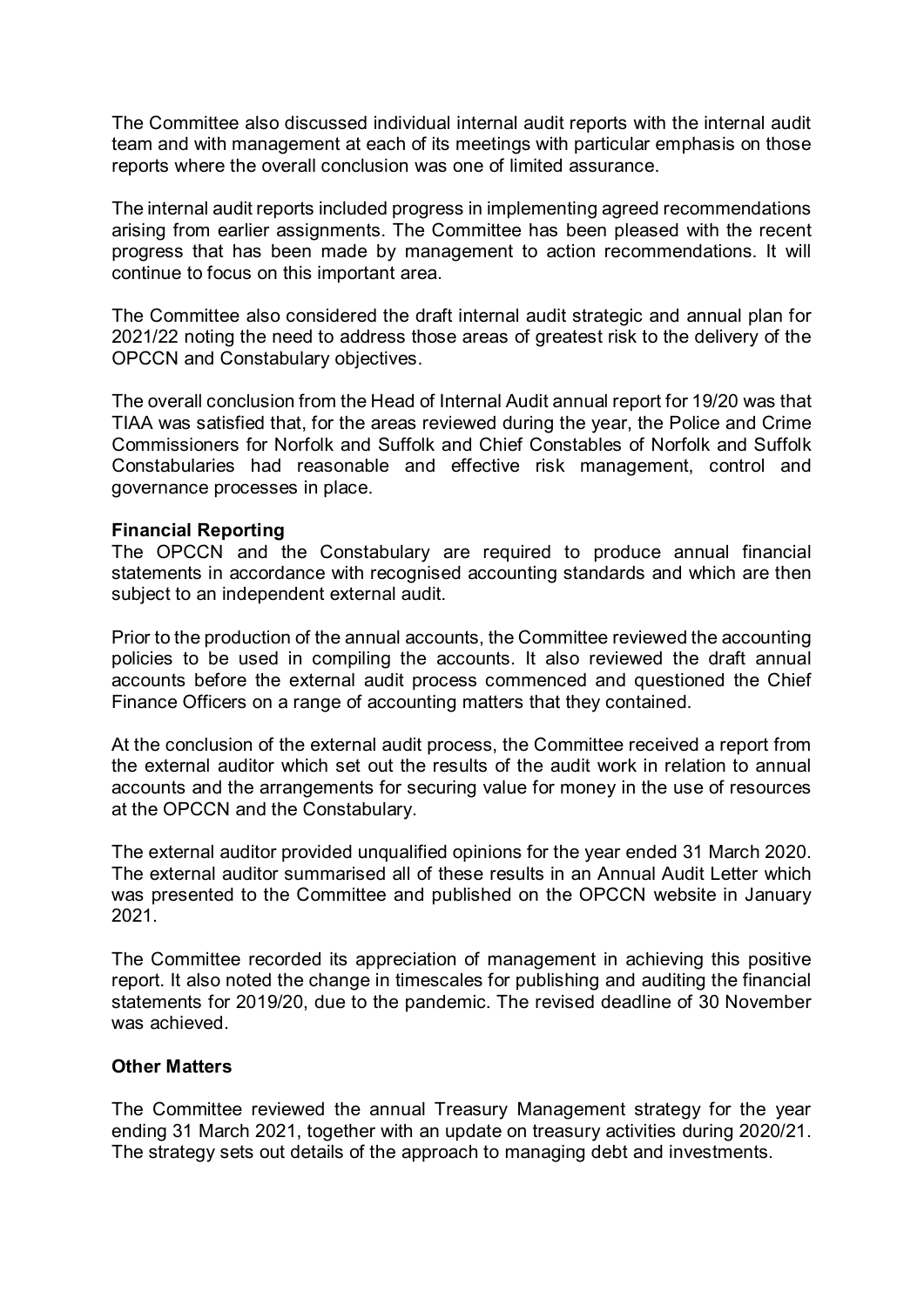The Committee also discussed individual internal audit reports with the internal audit team and with management at each of its meetings with particular emphasis on those reports where the overall conclusion was one of limited assurance.

The internal audit reports included progress in implementing agreed recommendations arising from earlier assignments. The Committee has been pleased with the recent progress that has been made by management to action recommendations. It will continue to focus on this important area.

The Committee also considered the draft internal audit strategic and annual plan for 2021/22 noting the need to address those areas of greatest risk to the delivery of the OPCCN and Constabulary objectives.

The overall conclusion from the Head of Internal Audit annual report for 19/20 was that TIAA was satisfied that, for the areas reviewed during the year, the Police and Crime Commissioners for Norfolk and Suffolk and Chief Constables of Norfolk and Suffolk Constabularies had reasonable and effective risk management, control and governance processes in place.

**Financial Reporting**

The OPCCN and the Constabulary are required to produce annual financial statements in accordance with recognised accounting standards and which are then subject to an independent external audit.

Prior to the production of the annual accounts, the Committee reviewed the accounting policies to be used in compiling the accounts. It also reviewed the draft annual accounts before the external audit process commenced and questioned the Chief Finance Officers on a range of accounting matters that they contained.

At the conclusion of the external audit process, the Committee received a report from the external auditor which set out the results of the audit work in relation to annual accounts and the arrangements for securing value for money in the use of resources at the OPCCN and the Constabulary.

The external auditor provided unqualified opinions for the year ended 31 March 2020. The external auditor summarised all of these results in an Annual Audit Letter which was presented to the Committee and published on the OPCCN website in January 2021.

The Committee recorded its appreciation of management in achieving this positive report. It also noted the change in timescales for publishing and auditing the financial statements for 2019/20, due to the pandemic. The revised deadline of 30 November was achieved.

**Other Matters**

The Committee reviewed the annual Treasury Management strategy for the year ending 31 March 2021, together with an update on treasury activities during 2020/21. The strategy sets out details of the approach to managing debt and investments.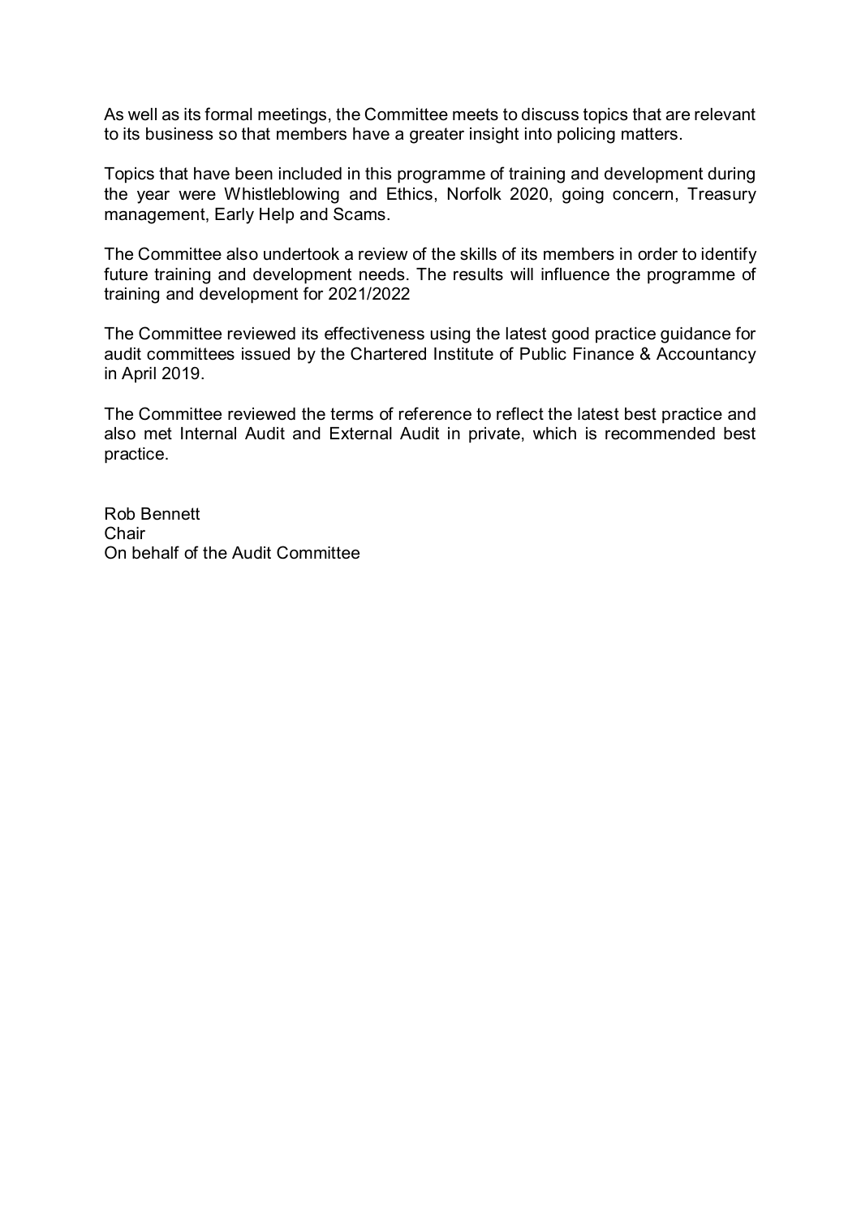As well as its formal meetings, the Committee meets to discuss topics that are relevant to its business so that members have a greater insight into policing matters.

Topics that have been included in this programme of training and development during the year were Whistleblowing and Ethics, Norfolk 2020, going concern, Treasury management, Early Help and Scams.

The Committee also undertook a review of the skills of its members in order to identify future training and development needs. The results will influence the programme of training and development for 2021/2022

The Committee reviewed its effectiveness using the latest good practice guidance for audit committees issued by the Chartered Institute of Public Finance & Accountancy in April 2019.

The Committee reviewed the terms of reference to reflect the latest best practice and also met Internal Audit and External Audit in private, which is recommended best practice.

Rob Bennett
Chair
On behalf of the Audit Committee